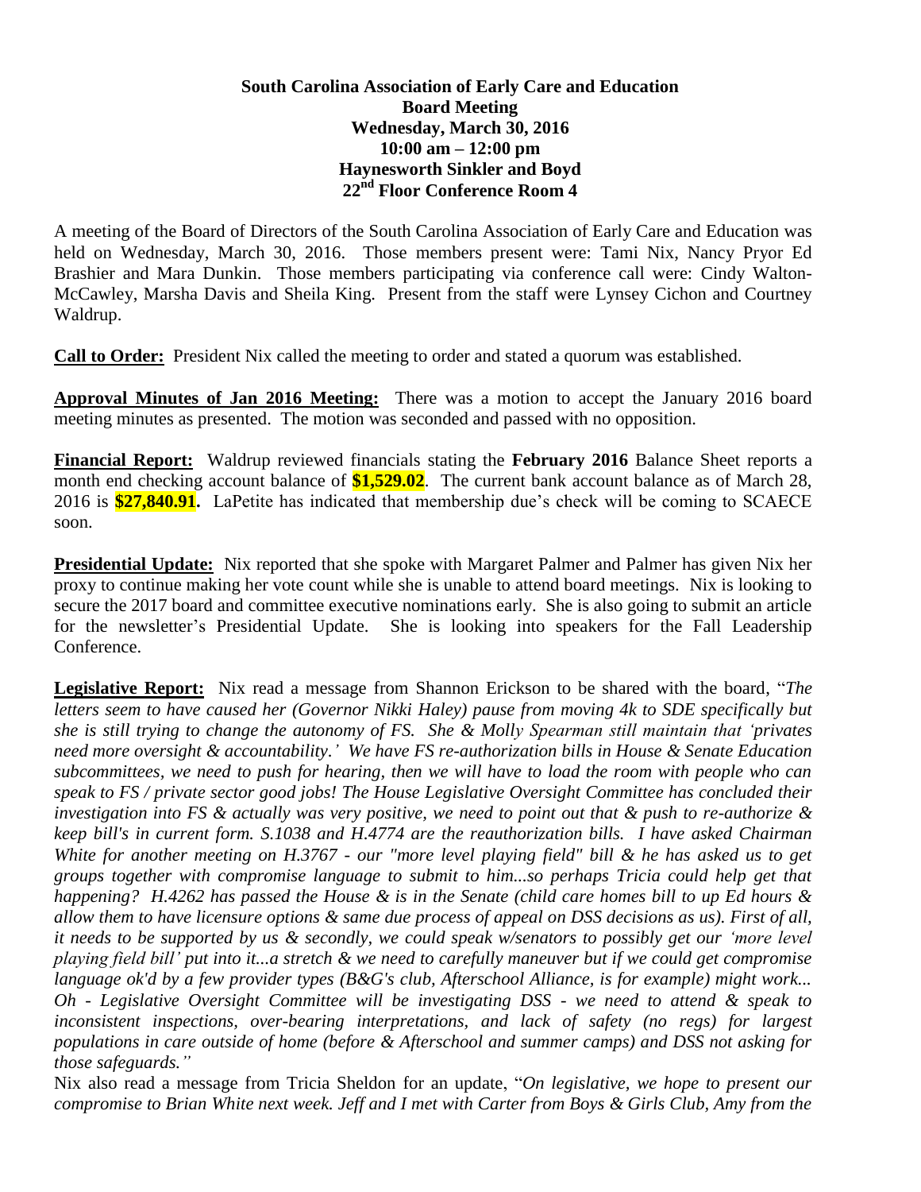**South Carolina Association of Early Care and Education**
**Board Meeting**
**Wednesday, March 30, 2016**
**10:00 am – 12:00 pm**
**Haynesworth Sinkler and Boyd**
**22nd Floor Conference Room 4**

A meeting of the Board of Directors of the South Carolina Association of Early Care and Education was held on Wednesday, March 30, 2016. Those members present were: Tami Nix, Nancy Pryor Ed Brashier and Mara Dunkin. Those members participating via conference call were: Cindy Walton-McCawley, Marsha Davis and Sheila King. Present from the staff were Lynsey Cichon and Courtney Waldrup.

**Call to Order:** President Nix called the meeting to order and stated a quorum was established.

**Approval Minutes of Jan 2016 Meeting:** There was a motion to accept the January 2016 board meeting minutes as presented. The motion was seconded and passed with no opposition.

**Financial Report:** Waldrup reviewed financials stating the **February 2016** Balance Sheet reports a month end checking account balance of **$1,529.02**. The current bank account balance as of March 28, 2016 is **$27,840.91.** LaPetite has indicated that membership due's check will be coming to SCAECE soon.

**Presidential Update:** Nix reported that she spoke with Margaret Palmer and Palmer has given Nix her proxy to continue making her vote count while she is unable to attend board meetings. Nix is looking to secure the 2017 board and committee executive nominations early. She is also going to submit an article for the newsletter's Presidential Update. She is looking into speakers for the Fall Leadership Conference.

**Legislative Report:** Nix read a message from Shannon Erickson to be shared with the board, "*The letters seem to have caused her (Governor Nikki Haley) pause from moving 4k to SDE specifically but she is still trying to change the autonomy of FS. She & Molly Spearman still maintain that 'privates need more oversight & accountability.' We have FS re-authorization bills in House & Senate Education subcommittees, we need to push for hearing, then we will have to load the room with people who can speak to FS / private sector good jobs! The House Legislative Oversight Committee has concluded their investigation into FS & actually was very positive, we need to point out that & push to re-authorize & keep bill's in current form. S.1038 and H.4774 are the reauthorization bills. I have asked Chairman White for another meeting on H.3767 - our "more level playing field" bill & he has asked us to get groups together with compromise language to submit to him...so perhaps Tricia could help get that happening? H.4262 has passed the House & is in the Senate (child care homes bill to up Ed hours & allow them to have licensure options & same due process of appeal on DSS decisions as us). First of all, it needs to be supported by us & secondly, we could speak w/senators to possibly get our 'more level playing field bill' put into it...a stretch & we need to carefully maneuver but if we could get compromise language ok'd by a few provider types (B&G's club, Afterschool Alliance, is for example) might work... Oh - Legislative Oversight Committee will be investigating DSS - we need to attend & speak to inconsistent inspections, over-bearing interpretations, and lack of safety (no regs) for largest populations in care outside of home (before & Afterschool and summer camps) and DSS not asking for those safeguards.*"

Nix also read a message from Tricia Sheldon for an update, "*On legislative, we hope to present our compromise to Brian White next week. Jeff and I met with Carter from Boys & Girls Club, Amy from the*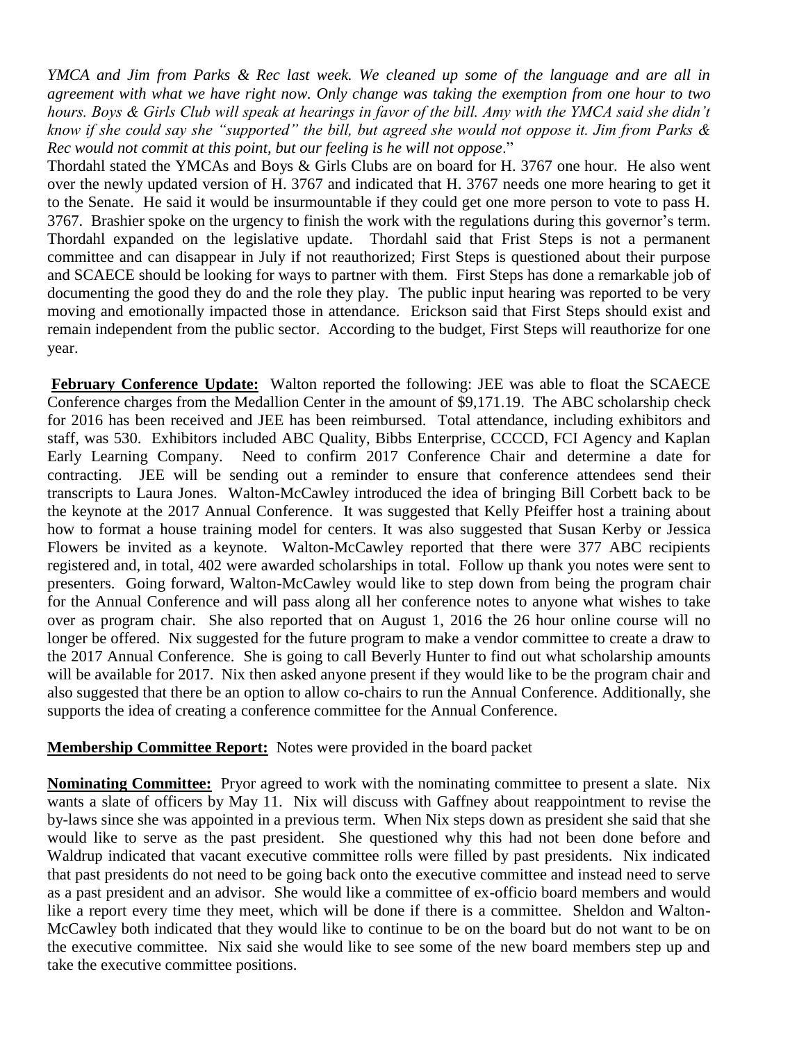*YMCA and Jim from Parks & Rec last week. We cleaned up some of the language and are all in agreement with what we have right now. Only change was taking the exemption from one hour to two hours. Boys & Girls Club will speak at hearings in favor of the bill. Amy with the YMCA said she didn't know if she could say she "supported" the bill, but agreed she would not oppose it. Jim from Parks & Rec would not commit at this point, but our feeling is he will not oppose*."

Thordahl stated the YMCAs and Boys & Girls Clubs are on board for H. 3767 one hour. He also went over the newly updated version of H. 3767 and indicated that H. 3767 needs one more hearing to get it to the Senate. He said it would be insurmountable if they could get one more person to vote to pass H. 3767. Brashier spoke on the urgency to finish the work with the regulations during this governor's term. Thordahl expanded on the legislative update. Thordahl said that Frist Steps is not a permanent committee and can disappear in July if not reauthorized; First Steps is questioned about their purpose and SCAECE should be looking for ways to partner with them. First Steps has done a remarkable job of documenting the good they do and the role they play. The public input hearing was reported to be very moving and emotionally impacted those in attendance. Erickson said that First Steps should exist and remain independent from the public sector. According to the budget, First Steps will reauthorize for one year.

**February Conference Update:** Walton reported the following: JEE was able to float the SCAECE Conference charges from the Medallion Center in the amount of $9,171.19. The ABC scholarship check for 2016 has been received and JEE has been reimbursed. Total attendance, including exhibitors and staff, was 530. Exhibitors included ABC Quality, Bibbs Enterprise, CCCCD, FCI Agency and Kaplan Early Learning Company. Need to confirm 2017 Conference Chair and determine a date for contracting. JEE will be sending out a reminder to ensure that conference attendees send their transcripts to Laura Jones. Walton-McCawley introduced the idea of bringing Bill Corbett back to be the keynote at the 2017 Annual Conference. It was suggested that Kelly Pfeiffer host a training about how to format a house training model for centers. It was also suggested that Susan Kerby or Jessica Flowers be invited as a keynote. Walton-McCawley reported that there were 377 ABC recipients registered and, in total, 402 were awarded scholarships in total. Follow up thank you notes were sent to presenters. Going forward, Walton-McCawley would like to step down from being the program chair for the Annual Conference and will pass along all her conference notes to anyone what wishes to take over as program chair. She also reported that on August 1, 2016 the 26 hour online course will no longer be offered. Nix suggested for the future program to make a vendor committee to create a draw to the 2017 Annual Conference. She is going to call Beverly Hunter to find out what scholarship amounts will be available for 2017. Nix then asked anyone present if they would like to be the program chair and also suggested that there be an option to allow co-chairs to run the Annual Conference. Additionally, she supports the idea of creating a conference committee for the Annual Conference.

**Membership Committee Report:** Notes were provided in the board packet

**Nominating Committee:** Pryor agreed to work with the nominating committee to present a slate. Nix wants a slate of officers by May 11. Nix will discuss with Gaffney about reappointment to revise the by-laws since she was appointed in a previous term. When Nix steps down as president she said that she would like to serve as the past president. She questioned why this had not been done before and Waldrup indicated that vacant executive committee rolls were filled by past presidents. Nix indicated that past presidents do not need to be going back onto the executive committee and instead need to serve as a past president and an advisor. She would like a committee of ex-officio board members and would like a report every time they meet, which will be done if there is a committee. Sheldon and Walton-McCawley both indicated that they would like to continue to be on the board but do not want to be on the executive committee. Nix said she would like to see some of the new board members step up and take the executive committee positions.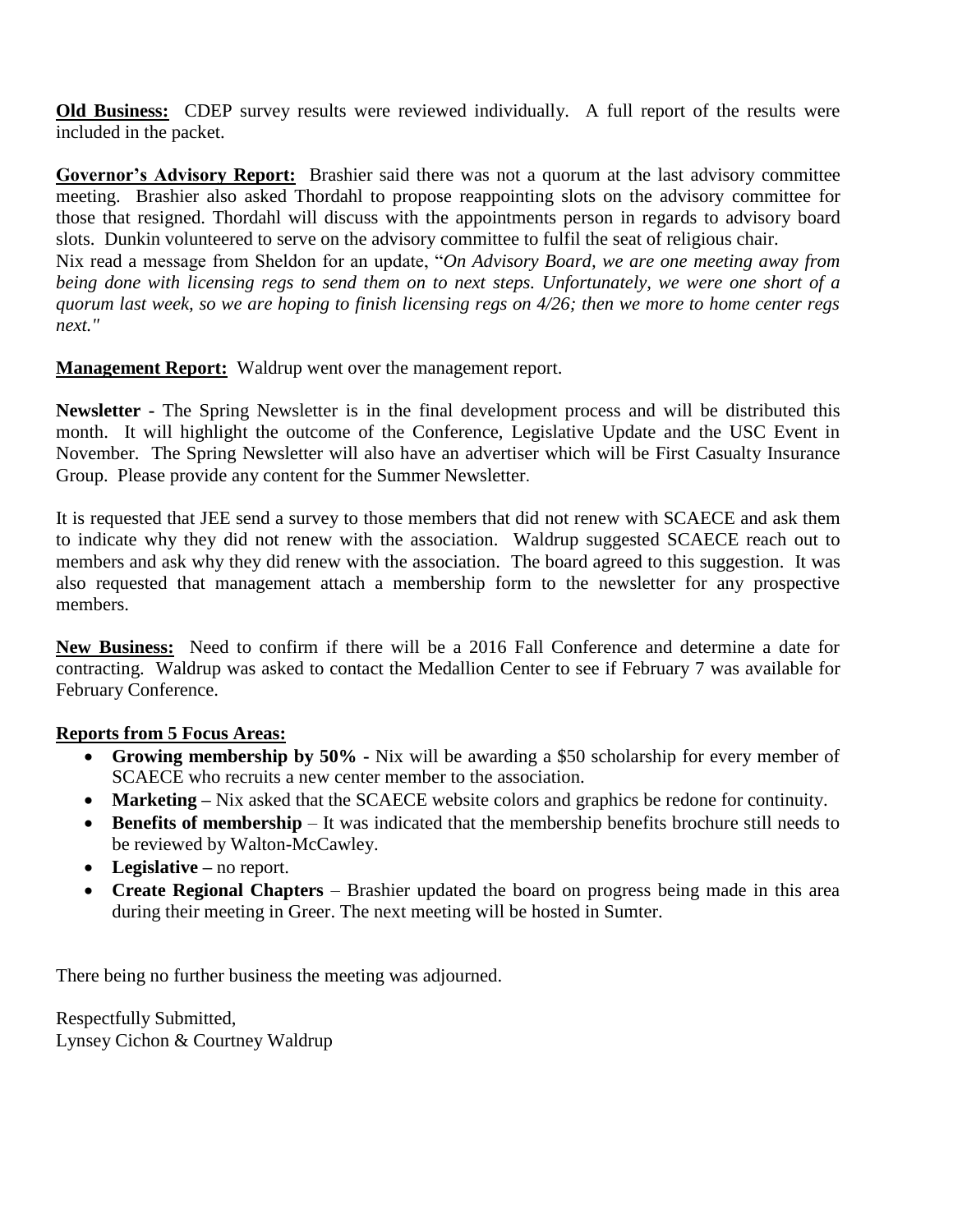<u>**Old Business:**</u> CDEP survey results were reviewed individually. A full report of the results were included in the packet.

<u>**Governor's Advisory Report:**</u> Brashier said there was not a quorum at the last advisory committee meeting. Brashier also asked Thordahl to propose reappointing slots on the advisory committee for those that resigned. Thordahl will discuss with the appointments person in regards to advisory board slots. Dunkin volunteered to serve on the advisory committee to fulfil the seat of religious chair.
Nix read a message from Sheldon for an update, "*On Advisory Board, we are one meeting away from being done with licensing regs to send them on to next steps. Unfortunately, we were one short of a quorum last week, so we are hoping to finish licensing regs on 4/26; then we more to home center regs next."*

<u>**Management Report:**</u> Waldrup went over the management report.

**Newsletter** - The Spring Newsletter is in the final development process and will be distributed this month. It will highlight the outcome of the Conference, Legislative Update and the USC Event in November. The Spring Newsletter will also have an advertiser which will be First Casualty Insurance Group. Please provide any content for the Summer Newsletter.

It is requested that JEE send a survey to those members that did not renew with SCAECE and ask them to indicate why they did not renew with the association. Waldrup suggested SCAECE reach out to members and ask why they did renew with the association. The board agreed to this suggestion. It was also requested that management attach a membership form to the newsletter for any prospective members.

<u>**New Business:**</u> Need to confirm if there will be a 2016 Fall Conference and determine a date for contracting. Waldrup was asked to contact the Medallion Center to see if February 7 was available for February Conference.

<u>**Reports from 5 Focus Areas:**</u>

- **Growing membership by 50%** - Nix will be awarding a $50 scholarship for every member of SCAECE who recruits a new center member to the association.
- **Marketing –** Nix asked that the SCAECE website colors and graphics be redone for continuity.
- **Benefits of membership** – It was indicated that the membership benefits brochure still needs to be reviewed by Walton-McCawley.
- **Legislative –** no report.
- **Create Regional Chapters** – Brashier updated the board on progress being made in this area during their meeting in Greer. The next meeting will be hosted in Sumter.

There being no further business the meeting was adjourned.

Respectfully Submitted,
Lynsey Cichon & Courtney Waldrup